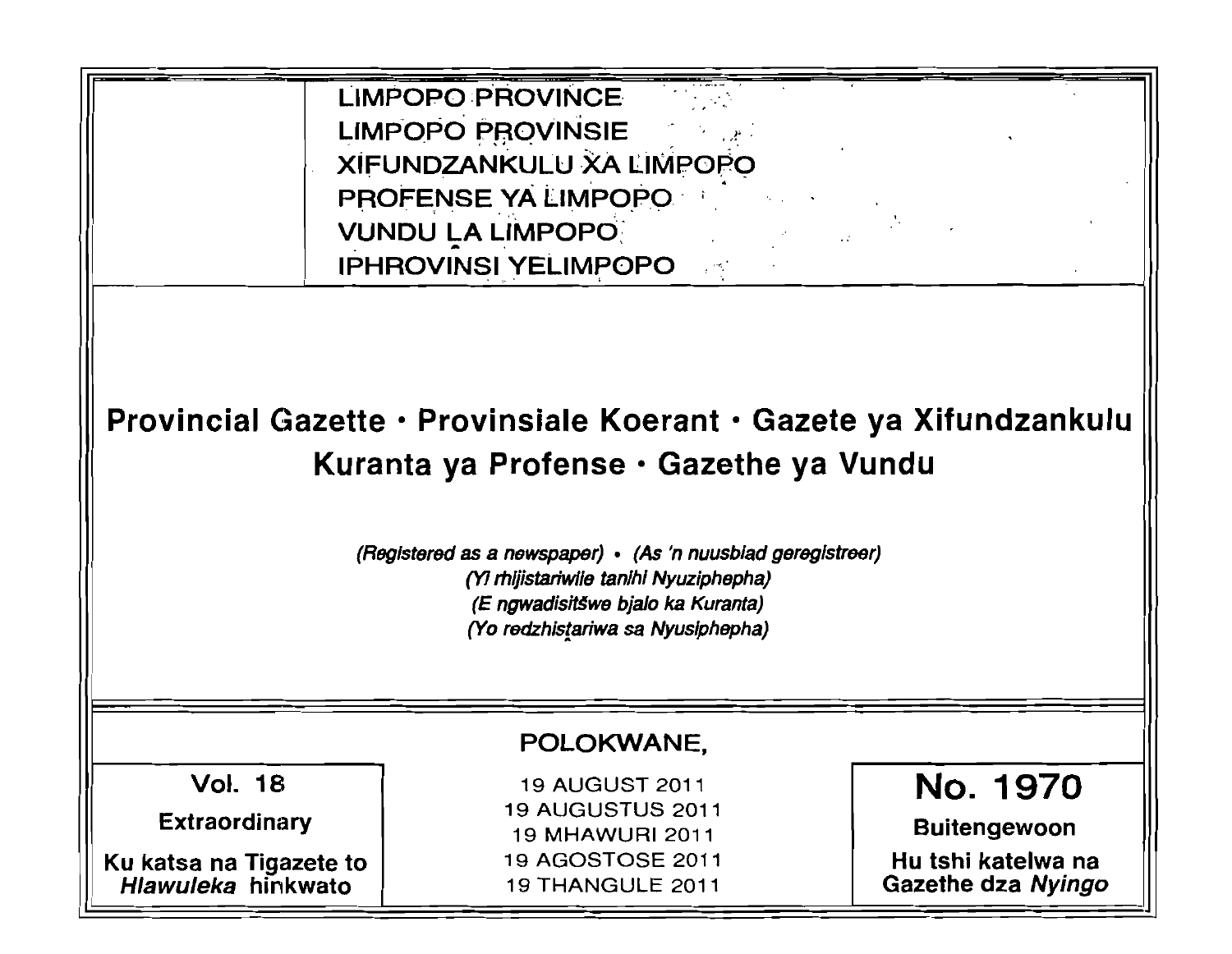LIMPOPO PROVINCE
LIMPOPO PROVINSIE
XIFUNDZANKULU XA LIMPOPO
PROFENSE YA LIMPOPO
VUNDU LA LIMPOPO
IPHROVINSI YELIMPOPO

# Provincial Gazette • Provinsiale Koerant • Gazete ya Xifundzankulu Kuranta ya Profense • Gazethe ya Vundu

*(Registered as a newspaper) • (As 'n nuusblad geregistreer)*
*(Yi rhijistariwile tanihi Nyuziphepha)*
*(E ngwadisitšwe bjalo ka Kuranta)*
*(Yo redzhistariwa sa Nyusiphepha)*

POLOKWANE,

| Vol. 18 | 19 AUGUST 2011 | No. 1970 |
|---|---|---|
| Extraordinary | 19 AUGUSTUS 2011 | Buitengewoon |
| Ku katsa na Tigazete to *Hlawuleka* hinkwato | 19 MHAWURI 2011 | Hu tshi katelwa na Gazethe dza *Nyingo* |
| | 19 AGOSTOSE 2011 | |
| | 19 THANGULE 2011 | |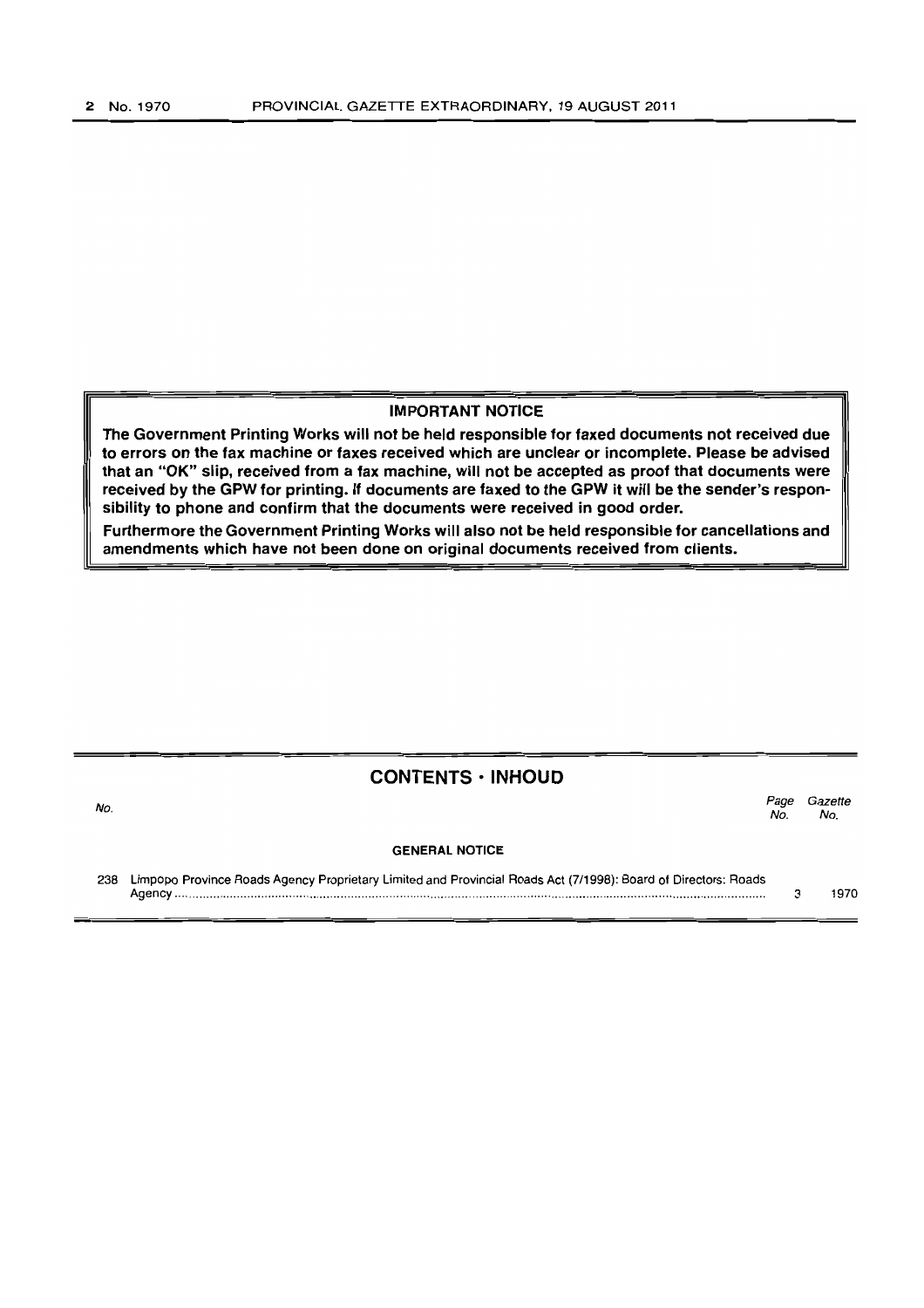**IMPORTANT NOTICE**

**The Government Printing Works will not be held responsible for faxed documents not received due to errors on the fax machine or faxes received which are unclear or incomplete. Please be advised that an "OK" slip, received from a fax machine, will not be accepted as proof that documents were received by the GPW for printing. If documents are faxed to the GPW it will be the sender's responsibility to phone and confirm that the documents were received in good order.**

**Furthermore the Government Printing Works will also not be held responsible for cancellations and amendments which have not been done on original documents received from clients.**

## CONTENTS · INHOUD

| No. | | Page No. | Gazette No. |
|---|---|---|---|
| | **GENERAL NOTICE** | | |
| 238 | Limpopo Province Roads Agency Proprietary Limited and Provincial Roads Act (7/1998): Board of Directors: Roads Agency | 3 | 1970 |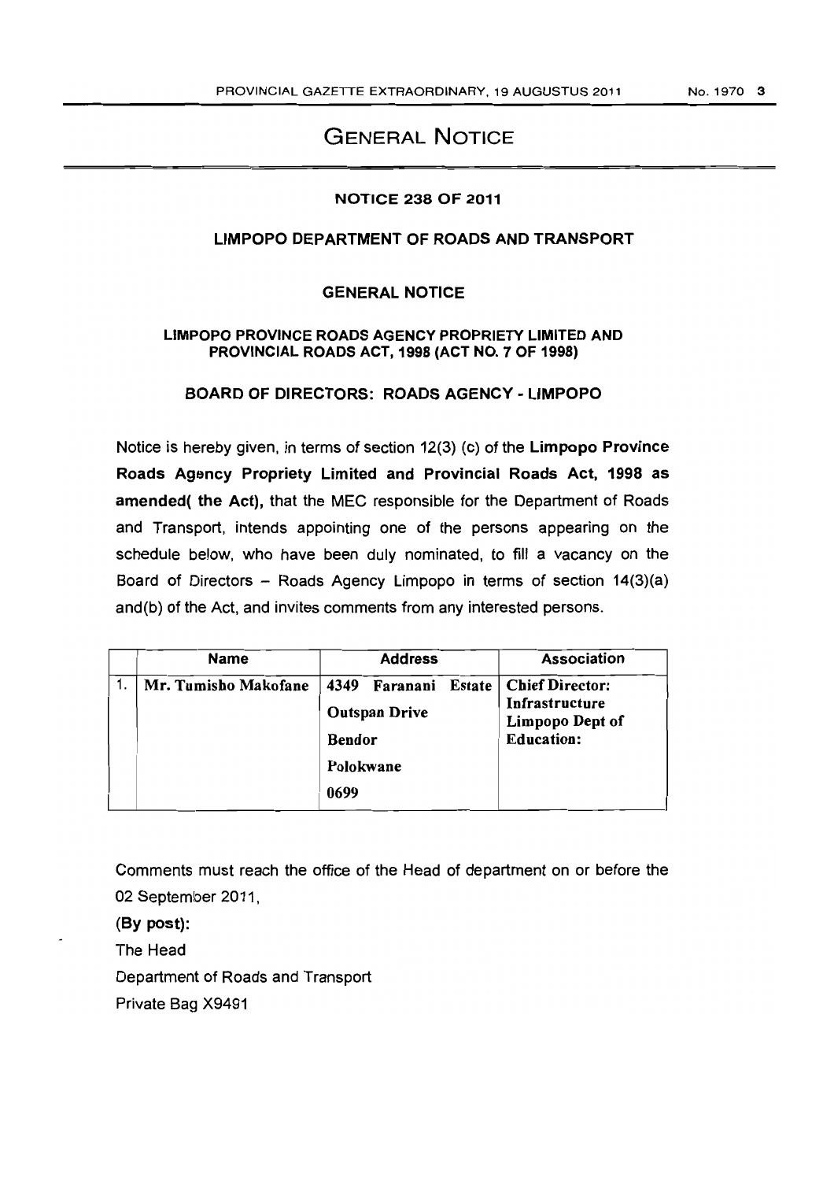# GENERAL NOTICE

## NOTICE 238 OF 2011

## LIMPOPO DEPARTMENT OF ROADS AND TRANSPORT

### GENERAL NOTICE

### LIMPOPO PROVINCE ROADS AGENCY PROPRIETY LIMITED AND PROVINCIAL ROADS ACT, 1998 (ACT NO. 7 OF 1998)

### BOARD OF DIRECTORS: ROADS AGENCY - LIMPOPO

Notice is hereby given, in terms of section 12(3) (c) of the **Limpopo Province Roads Agency Propriety Limited and Provincial Roads Act, 1998 as amended( the Act),** that the MEC responsible for the Department of Roads and Transport, intends appointing one of the persons appearing on the schedule below, who have been duly nominated, to fill a vacancy on the Board of Directors – Roads Agency Limpopo in terms of section 14(3)(a) and(b) of the Act, and invites comments from any interested persons.

| | Name | Address | Association |
|---|---|---|---|
| 1. | **Mr. Tumisho Makofane** | **4349 Faranani Estate**<br>**Outspan Drive**<br>**Bendor**<br>**Polokwane**<br>**0699** | **Chief Director: Infrastructure Limpopo Dept of Education:** |

Comments must reach the office of the Head of department on or before the 02 September 2011,

**(By post):**

The Head

Department of Roads and Transport

Private Bag X9491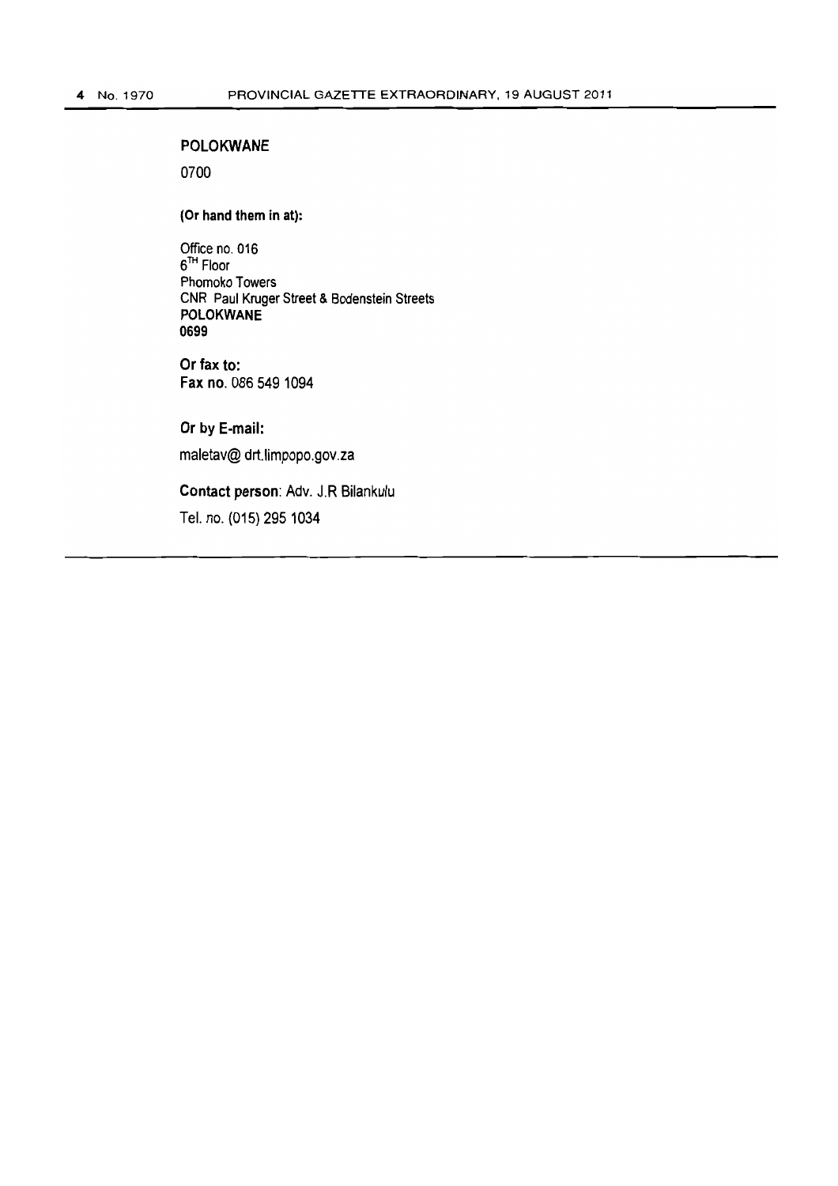**POLOKWANE**

0700

**(Or hand them in at):**

Office no. 016
6$^{TH}$ Floor
Phomoko Towers
CNR Paul Kruger Street & Bodenstein Streets
**POLOKWANE**
**0699**

**Or fax to:**
**Fax no.** 086 549 1094

**Or by E-mail:**

maletav@ drt.limpopo.gov.za

**Contact person**: Adv. J.R Bilankulu

Tel. no. (015) 295 1034